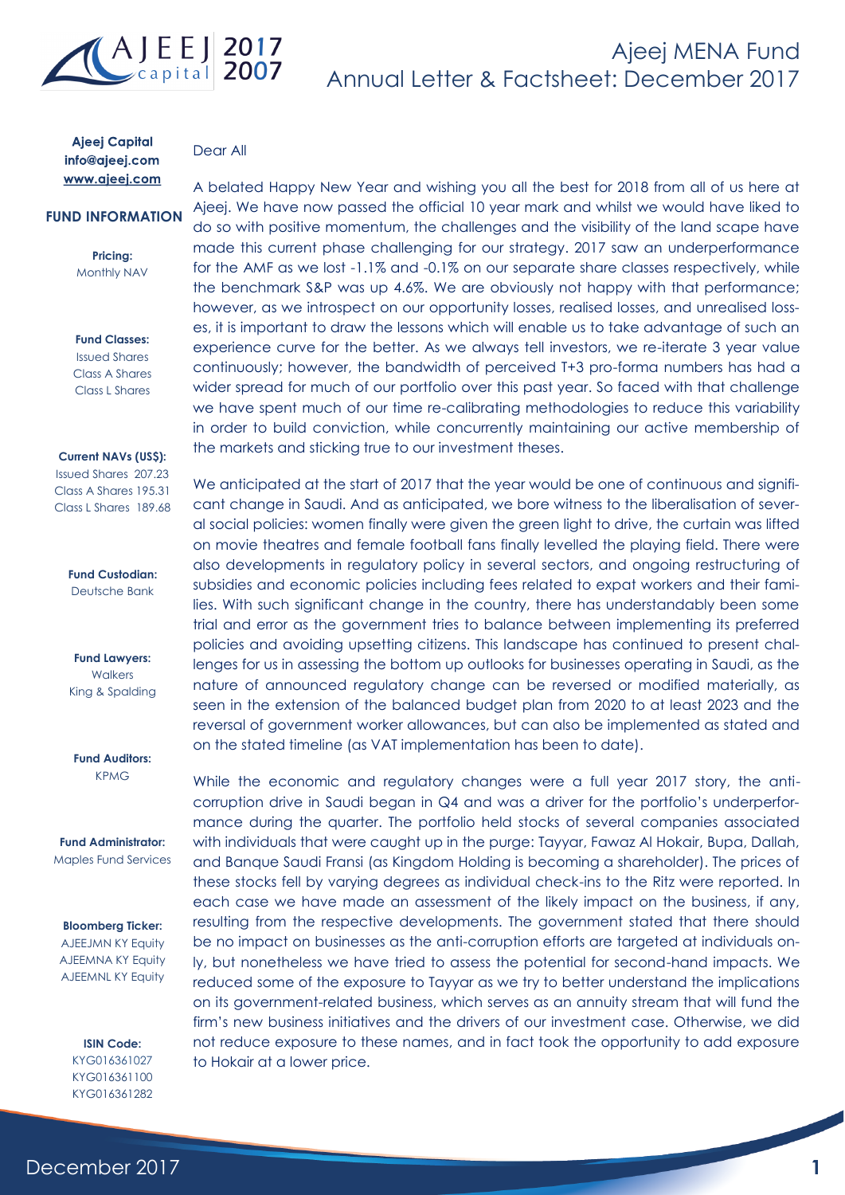# Ajeej MENA Fund
## Annual Letter & Factsheet: December 2017

**Ajeej Capital**
**info@ajeej.com**
**www.ajeej.com**

### FUND INFORMATION

**Pricing:**
Monthly NAV

**Fund Classes:**
Issued Shares
Class A Shares
Class L Shares

**Current NAVs (US$):**
Issued Shares 207.23
Class A Shares 195.31
Class L Shares 189.68

**Fund Custodian:**
Deutsche Bank

**Fund Lawyers:**
Walkers
King & Spalding

**Fund Auditors:**
KPMG

**Fund Administrator:**
Maples Fund Services

**Bloomberg Ticker:**
AJEEJMN KY Equity
AJEEMNA KY Equity
AJEEMNL KY Equity

**ISIN Code:**
KYG016361027
KYG016361100
KYG016361282

Dear All

A belated Happy New Year and wishing you all the best for 2018 from all of us here at Ajeej. We have now passed the official 10 year mark and whilst we would have liked to do so with positive momentum, the challenges and the visibility of the land scape have made this current phase challenging for our strategy. 2017 saw an underperformance for the AMF as we lost -1.1% and -0.1% on our separate share classes respectively, while the benchmark S&P was up 4.6%. We are obviously not happy with that performance; however, as we introspect on our opportunity losses, realised losses, and unrealised losses, it is important to draw the lessons which will enable us to take advantage of such an experience curve for the better. As we always tell investors, we re-iterate 3 year value continuously; however, the bandwidth of perceived T+3 pro-forma numbers has had a wider spread for much of our portfolio over this past year. So faced with that challenge we have spent much of our time re-calibrating methodologies to reduce this variability in order to build conviction, while concurrently maintaining our active membership of the markets and sticking true to our investment theses.

We anticipated at the start of 2017 that the year would be one of continuous and significant change in Saudi. And as anticipated, we bore witness to the liberalisation of several social policies: women finally were given the green light to drive, the curtain was lifted on movie theatres and female football fans finally levelled the playing field. There were also developments in regulatory policy in several sectors, and ongoing restructuring of subsidies and economic policies including fees related to expat workers and their families. With such significant change in the country, there has understandably been some trial and error as the government tries to balance between implementing its preferred policies and avoiding upsetting citizens. This landscape has continued to present challenges for us in assessing the bottom up outlooks for businesses operating in Saudi, as the nature of announced regulatory change can be reversed or modified materially, as seen in the extension of the balanced budget plan from 2020 to at least 2023 and the reversal of government worker allowances, but can also be implemented as stated and on the stated timeline (as VAT implementation has been to date).

While the economic and regulatory changes were a full year 2017 story, the anti-corruption drive in Saudi began in Q4 and was a driver for the portfolio's underperformance during the quarter. The portfolio held stocks of several companies associated with individuals that were caught up in the purge: Tayyar, Fawaz Al Hokair, Bupa, Dallah, and Banque Saudi Fransi (as Kingdom Holding is becoming a shareholder). The prices of these stocks fell by varying degrees as individual check-ins to the Ritz were reported. In each case we have made an assessment of the likely impact on the business, if any, resulting from the respective developments. The government stated that there should be no impact on businesses as the anti-corruption efforts are targeted at individuals only, but nonetheless we have tried to assess the potential for second-hand impacts. We reduced some of the exposure to Tayyar as we try to better understand the implications on its government-related business, which serves as an annuity stream that will fund the firm's new business initiatives and the drivers of our investment case. Otherwise, we did not reduce exposure to these names, and in fact took the opportunity to add exposure to Hokair at a lower price.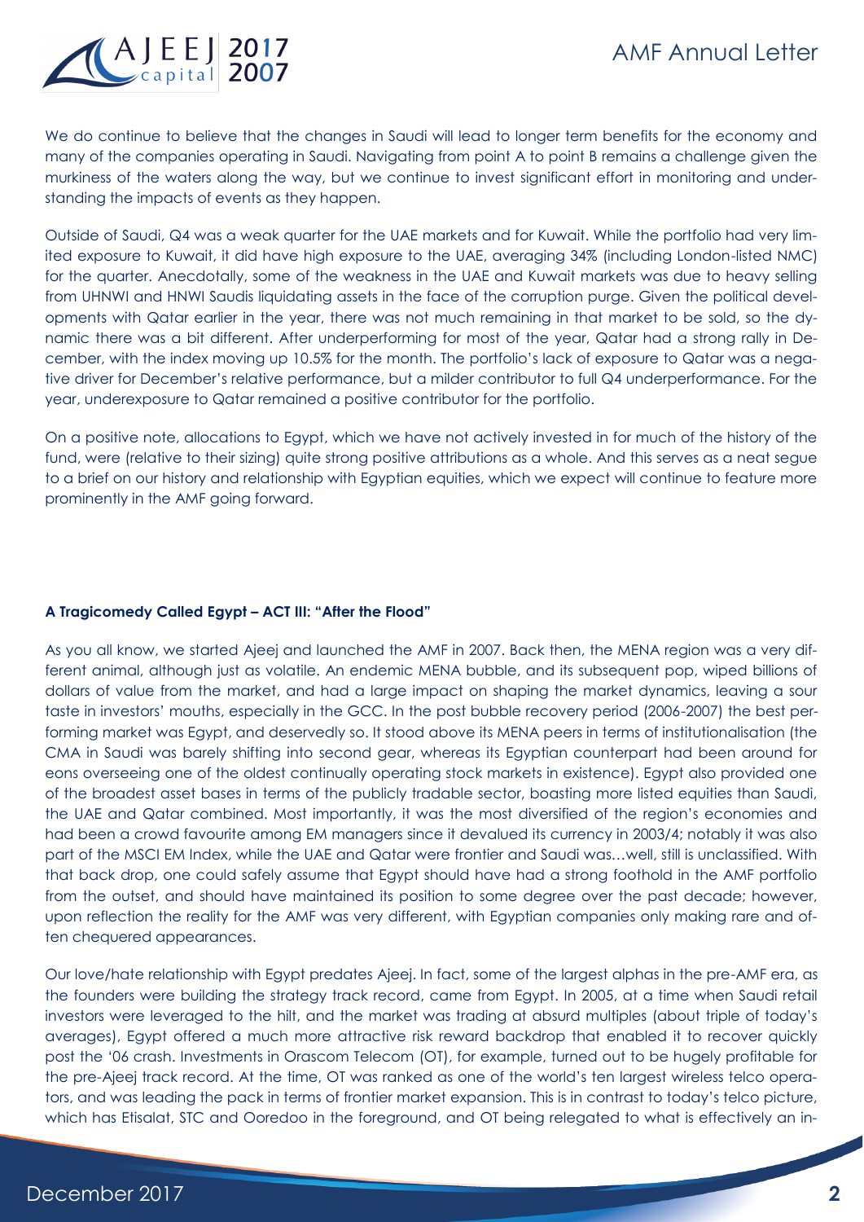We do continue to believe that the changes in Saudi will lead to longer term benefits for the economy and many of the companies operating in Saudi. Navigating from point A to point B remains a challenge given the murkiness of the waters along the way, but we continue to invest significant effort in monitoring and understanding the impacts of events as they happen.

Outside of Saudi, Q4 was a weak quarter for the UAE markets and for Kuwait. While the portfolio had very limited exposure to Kuwait, it did have high exposure to the UAE, averaging 34% (including London-listed NMC) for the quarter. Anecdotally, some of the weakness in the UAE and Kuwait markets was due to heavy selling from UHNWI and HNWI Saudis liquidating assets in the face of the corruption purge. Given the political developments with Qatar earlier in the year, there was not much remaining in that market to be sold, so the dynamic there was a bit different. After underperforming for most of the year, Qatar had a strong rally in December, with the index moving up 10.5% for the month. The portfolio's lack of exposure to Qatar was a negative driver for December's relative performance, but a milder contributor to full Q4 underperformance. For the year, underexposure to Qatar remained a positive contributor for the portfolio.

On a positive note, allocations to Egypt, which we have not actively invested in for much of the history of the fund, were (relative to their sizing) quite strong positive attributions as a whole. And this serves as a neat segue to a brief on our history and relationship with Egyptian equities, which we expect will continue to feature more prominently in the AMF going forward.

**A Tragicomedy Called Egypt – ACT III: "After the Flood"**

As you all know, we started Ajeej and launched the AMF in 2007. Back then, the MENA region was a very different animal, although just as volatile. An endemic MENA bubble, and its subsequent pop, wiped billions of dollars of value from the market, and had a large impact on shaping the market dynamics, leaving a sour taste in investors' mouths, especially in the GCC. In the post bubble recovery period (2006-2007) the best performing market was Egypt, and deservedly so. It stood above its MENA peers in terms of institutionalisation (the CMA in Saudi was barely shifting into second gear, whereas its Egyptian counterpart had been around for eons overseeing one of the oldest continually operating stock markets in existence). Egypt also provided one of the broadest asset bases in terms of the publicly tradable sector, boasting more listed equities than Saudi, the UAE and Qatar combined. Most importantly, it was the most diversified of the region's economies and had been a crowd favourite among EM managers since it devalued its currency in 2003/4; notably it was also part of the MSCI EM Index, while the UAE and Qatar were frontier and Saudi was…well, still is unclassified. With that back drop, one could safely assume that Egypt should have had a strong foothold in the AMF portfolio from the outset, and should have maintained its position to some degree over the past decade; however, upon reflection the reality for the AMF was very different, with Egyptian companies only making rare and often chequered appearances.

Our love/hate relationship with Egypt predates Ajeej. In fact, some of the largest alphas in the pre-AMF era, as the founders were building the strategy track record, came from Egypt. In 2005, at a time when Saudi retail investors were leveraged to the hilt, and the market was trading at absurd multiples (about triple of today's averages), Egypt offered a much more attractive risk reward backdrop that enabled it to recover quickly post the '06 crash. Investments in Orascom Telecom (OT), for example, turned out to be hugely profitable for the pre-Ajeej track record. At the time, OT was ranked as one of the world's ten largest wireless telco operators, and was leading the pack in terms of frontier market expansion. This is in contrast to today's telco picture, which has Etisalat, STC and Ooredoo in the foreground, and OT being relegated to what is effectively an in-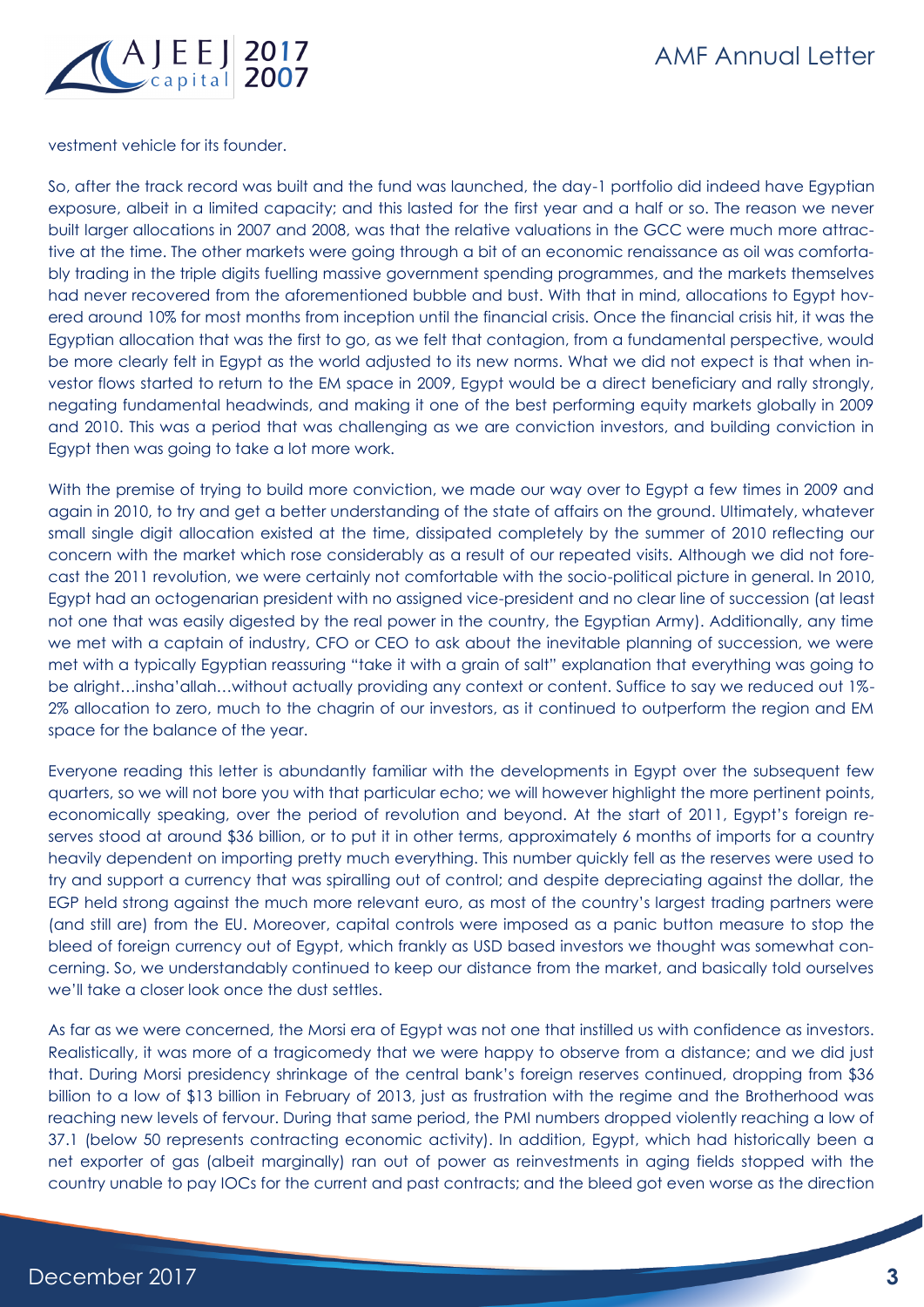vestment vehicle for its founder.

So, after the track record was built and the fund was launched, the day-1 portfolio did indeed have Egyptian exposure, albeit in a limited capacity; and this lasted for the first year and a half or so. The reason we never built larger allocations in 2007 and 2008, was that the relative valuations in the GCC were much more attractive at the time. The other markets were going through a bit of an economic renaissance as oil was comfortably trading in the triple digits fuelling massive government spending programmes, and the markets themselves had never recovered from the aforementioned bubble and bust. With that in mind, allocations to Egypt hovered around 10% for most months from inception until the financial crisis. Once the financial crisis hit, it was the Egyptian allocation that was the first to go, as we felt that contagion, from a fundamental perspective, would be more clearly felt in Egypt as the world adjusted to its new norms. What we did not expect is that when investor flows started to return to the EM space in 2009, Egypt would be a direct beneficiary and rally strongly, negating fundamental headwinds, and making it one of the best performing equity markets globally in 2009 and 2010. This was a period that was challenging as we are conviction investors, and building conviction in Egypt then was going to take a lot more work.

With the premise of trying to build more conviction, we made our way over to Egypt a few times in 2009 and again in 2010, to try and get a better understanding of the state of affairs on the ground. Ultimately, whatever small single digit allocation existed at the time, dissipated completely by the summer of 2010 reflecting our concern with the market which rose considerably as a result of our repeated visits. Although we did not forecast the 2011 revolution, we were certainly not comfortable with the socio-political picture in general. In 2010, Egypt had an octogenarian president with no assigned vice-president and no clear line of succession (at least not one that was easily digested by the real power in the country, the Egyptian Army). Additionally, any time we met with a captain of industry, CFO or CEO to ask about the inevitable planning of succession, we were met with a typically Egyptian reassuring "take it with a grain of salt" explanation that everything was going to be alright…insha'allah…without actually providing any context or content. Suffice to say we reduced out 1%-2% allocation to zero, much to the chagrin of our investors, as it continued to outperform the region and EM space for the balance of the year.

Everyone reading this letter is abundantly familiar with the developments in Egypt over the subsequent few quarters, so we will not bore you with that particular echo; we will however highlight the more pertinent points, economically speaking, over the period of revolution and beyond. At the start of 2011, Egypt's foreign reserves stood at around $36 billion, or to put it in other terms, approximately 6 months of imports for a country heavily dependent on importing pretty much everything. This number quickly fell as the reserves were used to try and support a currency that was spiralling out of control; and despite depreciating against the dollar, the EGP held strong against the much more relevant euro, as most of the country's largest trading partners were (and still are) from the EU. Moreover, capital controls were imposed as a panic button measure to stop the bleed of foreign currency out of Egypt, which frankly as USD based investors we thought was somewhat concerning. So, we understandably continued to keep our distance from the market, and basically told ourselves we'll take a closer look once the dust settles.

As far as we were concerned, the Morsi era of Egypt was not one that instilled us with confidence as investors. Realistically, it was more of a tragicomedy that we were happy to observe from a distance; and we did just that. During Morsi presidency shrinkage of the central bank's foreign reserves continued, dropping from $36 billion to a low of $13 billion in February of 2013, just as frustration with the regime and the Brotherhood was reaching new levels of fervour. During that same period, the PMI numbers dropped violently reaching a low of 37.1 (below 50 represents contracting economic activity). In addition, Egypt, which had historically been a net exporter of gas (albeit marginally) ran out of power as reinvestments in aging fields stopped with the country unable to pay IOCs for the current and past contracts; and the bleed got even worse as the direction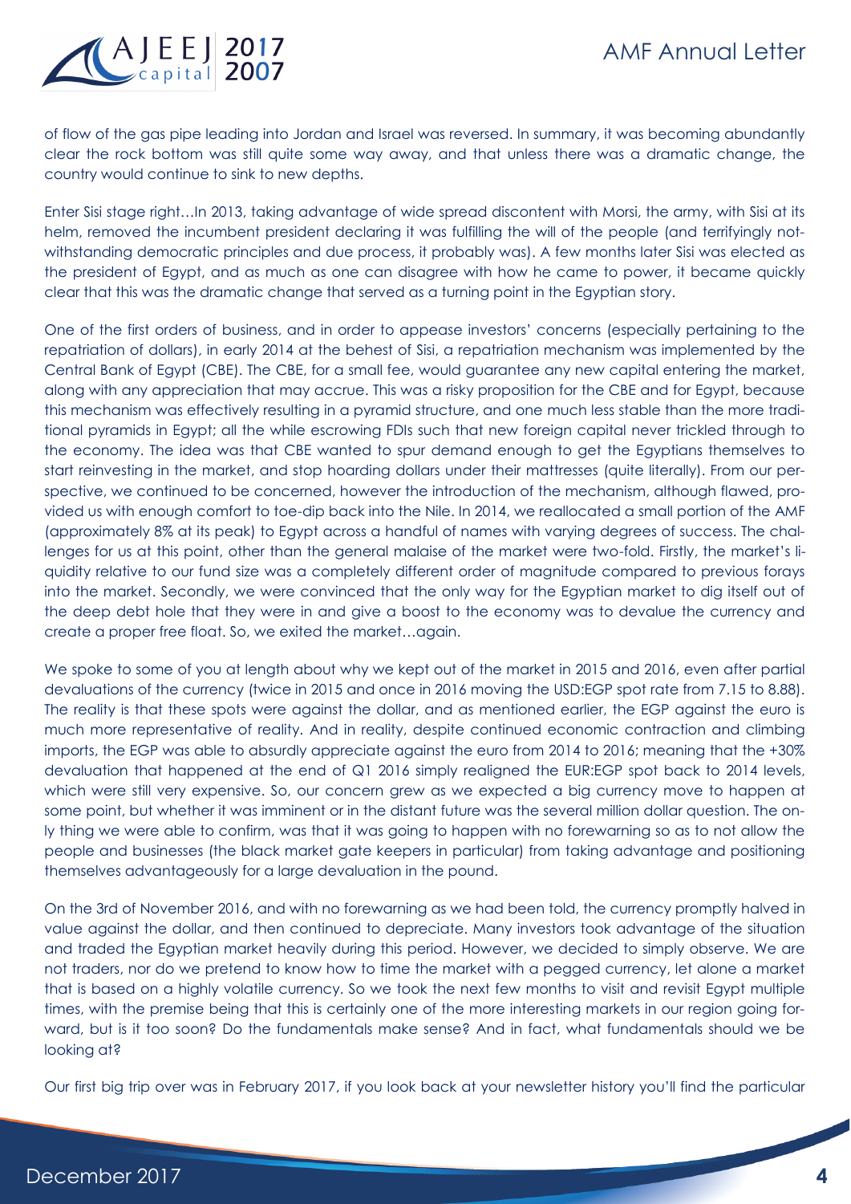of flow of the gas pipe leading into Jordan and Israel was reversed. In summary, it was becoming abundantly clear the rock bottom was still quite some way away, and that unless there was a dramatic change, the country would continue to sink to new depths.

Enter Sisi stage right…In 2013, taking advantage of wide spread discontent with Morsi, the army, with Sisi at its helm, removed the incumbent president declaring it was fulfilling the will of the people (and terrifyingly notwithstanding democratic principles and due process, it probably was). A few months later Sisi was elected as the president of Egypt, and as much as one can disagree with how he came to power, it became quickly clear that this was the dramatic change that served as a turning point in the Egyptian story.

One of the first orders of business, and in order to appease investors' concerns (especially pertaining to the repatriation of dollars), in early 2014 at the behest of Sisi, a repatriation mechanism was implemented by the Central Bank of Egypt (CBE). The CBE, for a small fee, would guarantee any new capital entering the market, along with any appreciation that may accrue. This was a risky proposition for the CBE and for Egypt, because this mechanism was effectively resulting in a pyramid structure, and one much less stable than the more traditional pyramids in Egypt; all the while escrowing FDIs such that new foreign capital never trickled through to the economy. The idea was that CBE wanted to spur demand enough to get the Egyptians themselves to start reinvesting in the market, and stop hoarding dollars under their mattresses (quite literally). From our perspective, we continued to be concerned, however the introduction of the mechanism, although flawed, provided us with enough comfort to toe-dip back into the Nile. In 2014, we reallocated a small portion of the AMF (approximately 8% at its peak) to Egypt across a handful of names with varying degrees of success. The challenges for us at this point, other than the general malaise of the market were two-fold. Firstly, the market's liquidity relative to our fund size was a completely different order of magnitude compared to previous forays into the market. Secondly, we were convinced that the only way for the Egyptian market to dig itself out of the deep debt hole that they were in and give a boost to the economy was to devalue the currency and create a proper free float. So, we exited the market…again.

We spoke to some of you at length about why we kept out of the market in 2015 and 2016, even after partial devaluations of the currency (twice in 2015 and once in 2016 moving the USD:EGP spot rate from 7.15 to 8.88). The reality is that these spots were against the dollar, and as mentioned earlier, the EGP against the euro is much more representative of reality. And in reality, despite continued economic contraction and climbing imports, the EGP was able to absurdly appreciate against the euro from 2014 to 2016; meaning that the +30% devaluation that happened at the end of Q1 2016 simply realigned the EUR:EGP spot back to 2014 levels, which were still very expensive. So, our concern grew as we expected a big currency move to happen at some point, but whether it was imminent or in the distant future was the several million dollar question. The only thing we were able to confirm, was that it was going to happen with no forewarning so as to not allow the people and businesses (the black market gate keepers in particular) from taking advantage and positioning themselves advantageously for a large devaluation in the pound.

On the 3rd of November 2016, and with no forewarning as we had been told, the currency promptly halved in value against the dollar, and then continued to depreciate. Many investors took advantage of the situation and traded the Egyptian market heavily during this period. However, we decided to simply observe. We are not traders, nor do we pretend to know how to time the market with a pegged currency, let alone a market that is based on a highly volatile currency. So we took the next few months to visit and revisit Egypt multiple times, with the premise being that this is certainly one of the more interesting markets in our region going forward, but is it too soon? Do the fundamentals make sense? And in fact, what fundamentals should we be looking at?

Our first big trip over was in February 2017, if you look back at your newsletter history you'll find the particular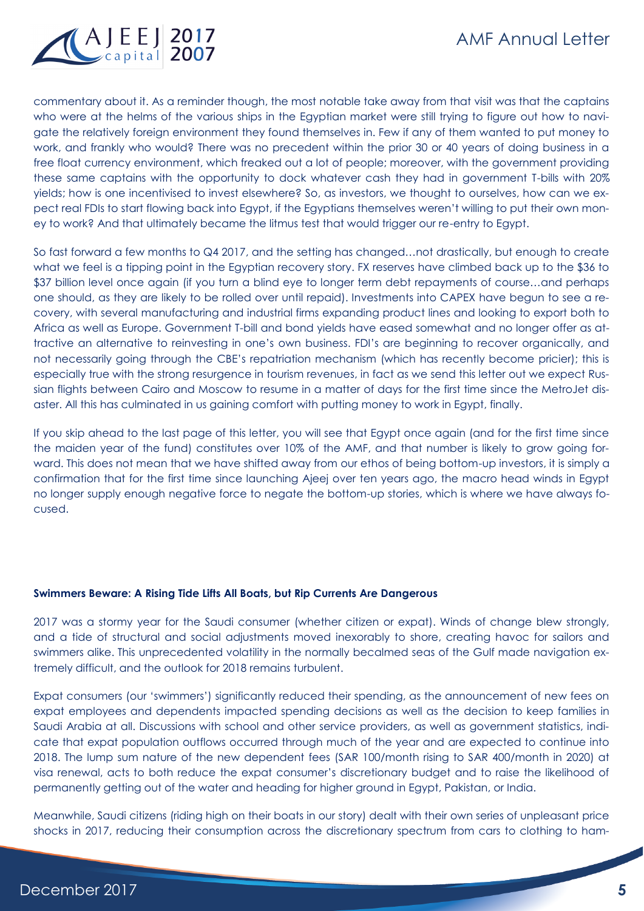commentary about it. As a reminder though, the most notable take away from that visit was that the captains who were at the helms of the various ships in the Egyptian market were still trying to figure out how to navigate the relatively foreign environment they found themselves in. Few if any of them wanted to put money to work, and frankly who would? There was no precedent within the prior 30 or 40 years of doing business in a free float currency environment, which freaked out a lot of people; moreover, with the government providing these same captains with the opportunity to dock whatever cash they had in government T-bills with 20% yields; how is one incentivised to invest elsewhere? So, as investors, we thought to ourselves, how can we expect real FDIs to start flowing back into Egypt, if the Egyptians themselves weren't willing to put their own money to work? And that ultimately became the litmus test that would trigger our re-entry to Egypt.

So fast forward a few months to Q4 2017, and the setting has changed…not drastically, but enough to create what we feel is a tipping point in the Egyptian recovery story. FX reserves have climbed back up to the $36 to $37 billion level once again (if you turn a blind eye to longer term debt repayments of course…and perhaps one should, as they are likely to be rolled over until repaid). Investments into CAPEX have begun to see a recovery, with several manufacturing and industrial firms expanding product lines and looking to export both to Africa as well as Europe. Government T-bill and bond yields have eased somewhat and no longer offer as attractive an alternative to reinvesting in one's own business. FDI's are beginning to recover organically, and not necessarily going through the CBE's repatriation mechanism (which has recently become pricier); this is especially true with the strong resurgence in tourism revenues, in fact as we send this letter out we expect Russian flights between Cairo and Moscow to resume in a matter of days for the first time since the MetroJet disaster. All this has culminated in us gaining comfort with putting money to work in Egypt, finally.

If you skip ahead to the last page of this letter, you will see that Egypt once again (and for the first time since the maiden year of the fund) constitutes over 10% of the AMF, and that number is likely to grow going forward. This does not mean that we have shifted away from our ethos of being bottom-up investors, it is simply a confirmation that for the first time since launching Ajeej over ten years ago, the macro head winds in Egypt no longer supply enough negative force to negate the bottom-up stories, which is where we have always focused.

**Swimmers Beware: A Rising Tide Lifts All Boats, but Rip Currents Are Dangerous**

2017 was a stormy year for the Saudi consumer (whether citizen or expat). Winds of change blew strongly, and a tide of structural and social adjustments moved inexorably to shore, creating havoc for sailors and swimmers alike. This unprecedented volatility in the normally becalmed seas of the Gulf made navigation extremely difficult, and the outlook for 2018 remains turbulent.

Expat consumers (our 'swimmers') significantly reduced their spending, as the announcement of new fees on expat employees and dependents impacted spending decisions as well as the decision to keep families in Saudi Arabia at all. Discussions with school and other service providers, as well as government statistics, indicate that expat population outflows occurred through much of the year and are expected to continue into 2018. The lump sum nature of the new dependent fees (SAR 100/month rising to SAR 400/month in 2020) at visa renewal, acts to both reduce the expat consumer's discretionary budget and to raise the likelihood of permanently getting out of the water and heading for higher ground in Egypt, Pakistan, or India.

Meanwhile, Saudi citizens (riding high on their boats in our story) dealt with their own series of unpleasant price shocks in 2017, reducing their consumption across the discretionary spectrum from cars to clothing to ham-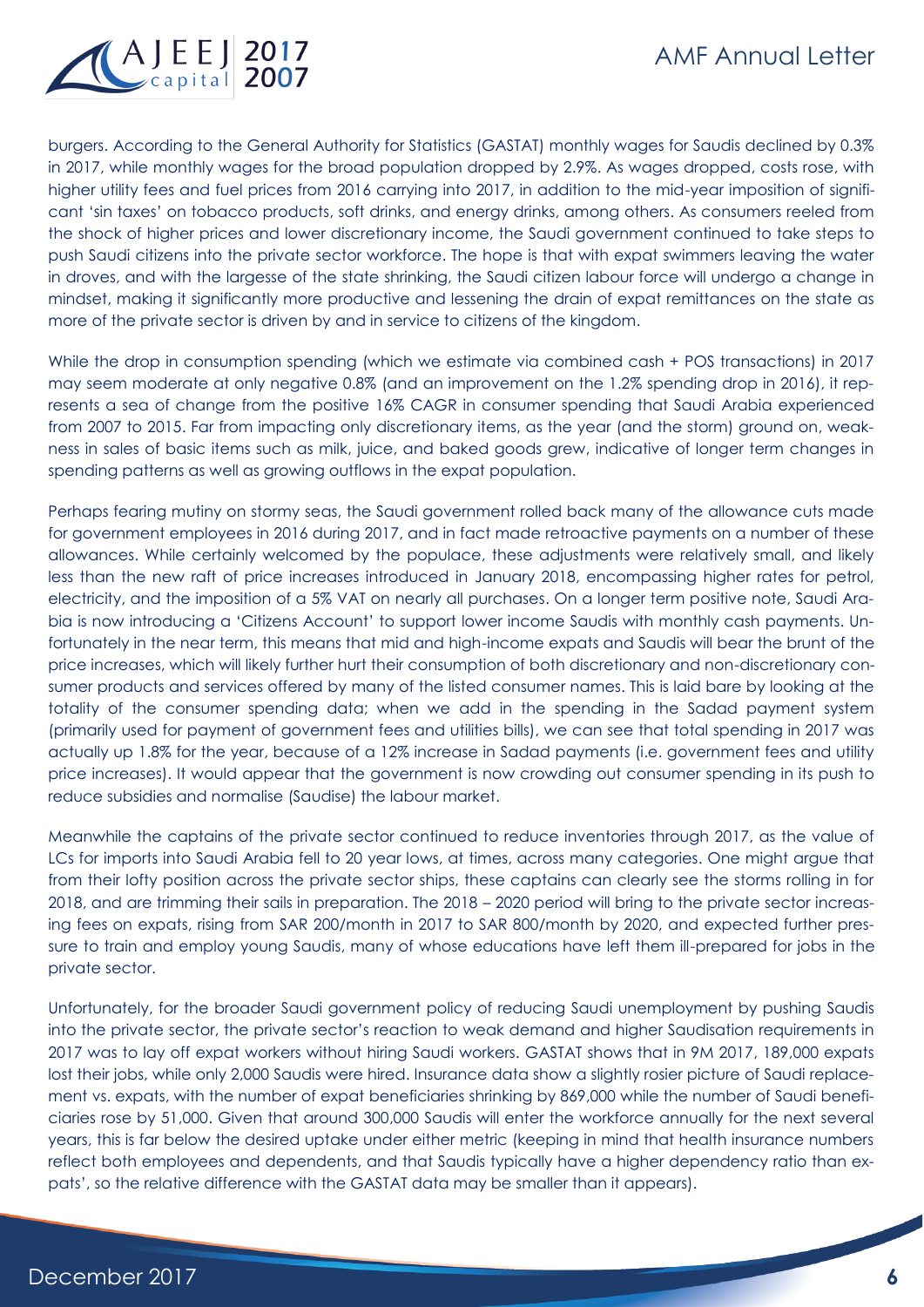burgers. According to the General Authority for Statistics (GASTAT) monthly wages for Saudis declined by 0.3% in 2017, while monthly wages for the broad population dropped by 2.9%. As wages dropped, costs rose, with higher utility fees and fuel prices from 2016 carrying into 2017, in addition to the mid-year imposition of significant 'sin taxes' on tobacco products, soft drinks, and energy drinks, among others. As consumers reeled from the shock of higher prices and lower discretionary income, the Saudi government continued to take steps to push Saudi citizens into the private sector workforce. The hope is that with expat swimmers leaving the water in droves, and with the largesse of the state shrinking, the Saudi citizen labour force will undergo a change in mindset, making it significantly more productive and lessening the drain of expat remittances on the state as more of the private sector is driven by and in service to citizens of the kingdom.

While the drop in consumption spending (which we estimate via combined cash + POS transactions) in 2017 may seem moderate at only negative 0.8% (and an improvement on the 1.2% spending drop in 2016), it represents a sea of change from the positive 16% CAGR in consumer spending that Saudi Arabia experienced from 2007 to 2015. Far from impacting only discretionary items, as the year (and the storm) ground on, weakness in sales of basic items such as milk, juice, and baked goods grew, indicative of longer term changes in spending patterns as well as growing outflows in the expat population.

Perhaps fearing mutiny on stormy seas, the Saudi government rolled back many of the allowance cuts made for government employees in 2016 during 2017, and in fact made retroactive payments on a number of these allowances. While certainly welcomed by the populace, these adjustments were relatively small, and likely less than the new raft of price increases introduced in January 2018, encompassing higher rates for petrol, electricity, and the imposition of a 5% VAT on nearly all purchases. On a longer term positive note, Saudi Arabia is now introducing a 'Citizens Account' to support lower income Saudis with monthly cash payments. Unfortunately in the near term, this means that mid and high-income expats and Saudis will bear the brunt of the price increases, which will likely further hurt their consumption of both discretionary and non-discretionary consumer products and services offered by many of the listed consumer names. This is laid bare by looking at the totality of the consumer spending data; when we add in the spending in the Sadad payment system (primarily used for payment of government fees and utilities bills), we can see that total spending in 2017 was actually up 1.8% for the year, because of a 12% increase in Sadad payments (i.e. government fees and utility price increases). It would appear that the government is now crowding out consumer spending in its push to reduce subsidies and normalise (Saudise) the labour market.

Meanwhile the captains of the private sector continued to reduce inventories through 2017, as the value of LCs for imports into Saudi Arabia fell to 20 year lows, at times, across many categories. One might argue that from their lofty position across the private sector ships, these captains can clearly see the storms rolling in for 2018, and are trimming their sails in preparation. The 2018 – 2020 period will bring to the private sector increasing fees on expats, rising from SAR 200/month in 2017 to SAR 800/month by 2020, and expected further pressure to train and employ young Saudis, many of whose educations have left them ill-prepared for jobs in the private sector.

Unfortunately, for the broader Saudi government policy of reducing Saudi unemployment by pushing Saudis into the private sector, the private sector's reaction to weak demand and higher Saudisation requirements in 2017 was to lay off expat workers without hiring Saudi workers. GASTAT shows that in 9M 2017, 189,000 expats lost their jobs, while only 2,000 Saudis were hired. Insurance data show a slightly rosier picture of Saudi replacement vs. expats, with the number of expat beneficiaries shrinking by 869,000 while the number of Saudi beneficiaries rose by 51,000. Given that around 300,000 Saudis will enter the workforce annually for the next several years, this is far below the desired uptake under either metric (keeping in mind that health insurance numbers reflect both employees and dependents, and that Saudis typically have a higher dependency ratio than expats', so the relative difference with the GASTAT data may be smaller than it appears).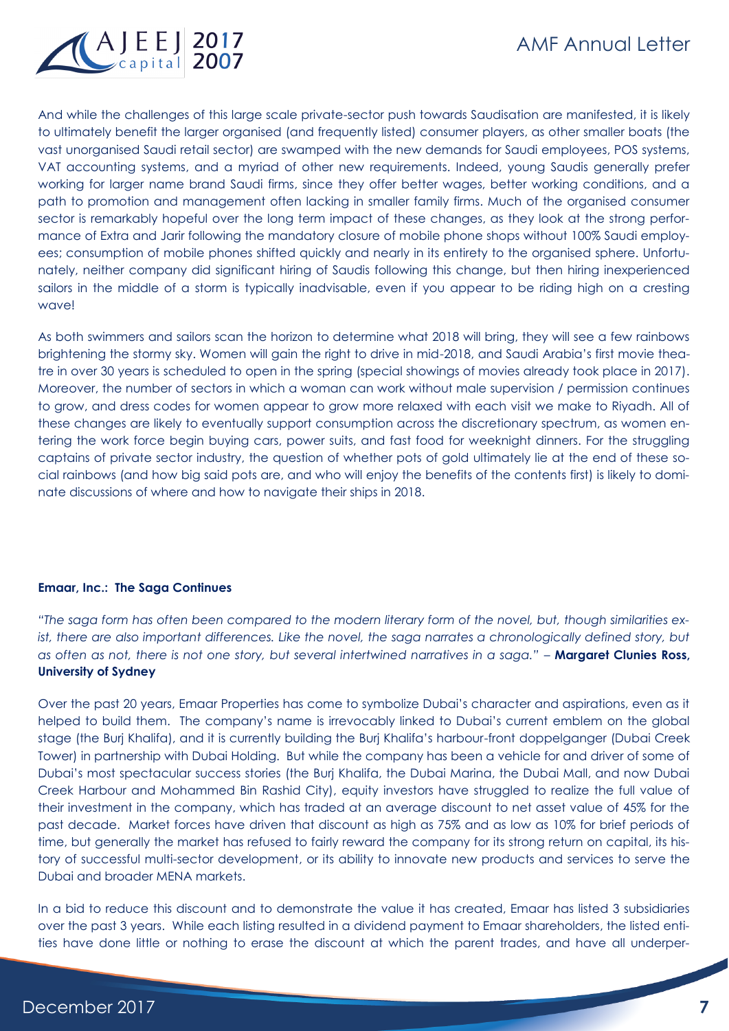And while the challenges of this large scale private-sector push towards Saudisation are manifested, it is likely to ultimately benefit the larger organised (and frequently listed) consumer players, as other smaller boats (the vast unorganised Saudi retail sector) are swamped with the new demands for Saudi employees, POS systems, VAT accounting systems, and a myriad of other new requirements. Indeed, young Saudis generally prefer working for larger name brand Saudi firms, since they offer better wages, better working conditions, and a path to promotion and management often lacking in smaller family firms. Much of the organised consumer sector is remarkably hopeful over the long term impact of these changes, as they look at the strong performance of Extra and Jarir following the mandatory closure of mobile phone shops without 100% Saudi employees; consumption of mobile phones shifted quickly and nearly in its entirety to the organised sphere. Unfortunately, neither company did significant hiring of Saudis following this change, but then hiring inexperienced sailors in the middle of a storm is typically inadvisable, even if you appear to be riding high on a cresting wave!

As both swimmers and sailors scan the horizon to determine what 2018 will bring, they will see a few rainbows brightening the stormy sky. Women will gain the right to drive in mid-2018, and Saudi Arabia's first movie theatre in over 30 years is scheduled to open in the spring (special showings of movies already took place in 2017). Moreover, the number of sectors in which a woman can work without male supervision / permission continues to grow, and dress codes for women appear to grow more relaxed with each visit we make to Riyadh. All of these changes are likely to eventually support consumption across the discretionary spectrum, as women entering the work force begin buying cars, power suits, and fast food for weeknight dinners. For the struggling captains of private sector industry, the question of whether pots of gold ultimately lie at the end of these social rainbows (and how big said pots are, and who will enjoy the benefits of the contents first) is likely to dominate discussions of where and how to navigate their ships in 2018.

**Emaar, Inc.: The Saga Continues**

*"The saga form has often been compared to the modern literary form of the novel, but, though similarities exist, there are also important differences. Like the novel, the saga narrates a chronologically defined story, but as often as not, there is not one story, but several intertwined narratives in a saga."* – **Margaret Clunies Ross, University of Sydney**

Over the past 20 years, Emaar Properties has come to symbolize Dubai's character and aspirations, even as it helped to build them. The company's name is irrevocably linked to Dubai's current emblem on the global stage (the Burj Khalifa), and it is currently building the Burj Khalifa's harbour-front doppelganger (Dubai Creek Tower) in partnership with Dubai Holding. But while the company has been a vehicle for and driver of some of Dubai's most spectacular success stories (the Burj Khalifa, the Dubai Marina, the Dubai Mall, and now Dubai Creek Harbour and Mohammed Bin Rashid City), equity investors have struggled to realize the full value of their investment in the company, which has traded at an average discount to net asset value of 45% for the past decade. Market forces have driven that discount as high as 75% and as low as 10% for brief periods of time, but generally the market has refused to fairly reward the company for its strong return on capital, its history of successful multi-sector development, or its ability to innovate new products and services to serve the Dubai and broader MENA markets.

In a bid to reduce this discount and to demonstrate the value it has created, Emaar has listed 3 subsidiaries over the past 3 years. While each listing resulted in a dividend payment to Emaar shareholders, the listed entities have done little or nothing to erase the discount at which the parent trades, and have all underper-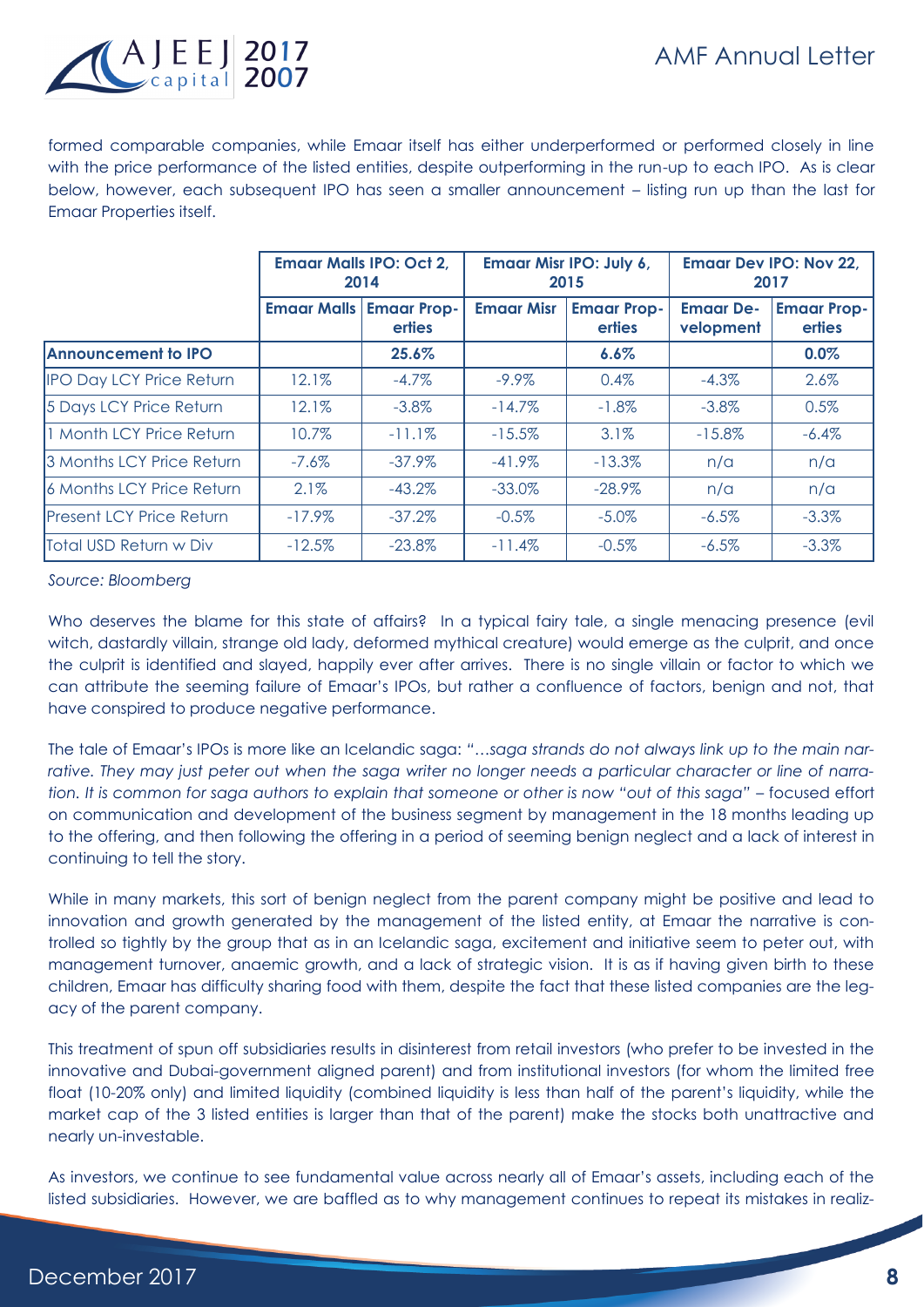formed comparable companies, while Emaar itself has either underperformed or performed closely in line with the price performance of the listed entities, despite outperforming in the run-up to each IPO. As is clear below, however, each subsequent IPO has seen a smaller announcement – listing run up than the last for Emaar Properties itself.

| | Emaar Malls IPO: Oct 2, 2014 | | Emaar Misr IPO: July 6, 2015 | | Emaar Dev IPO: Nov 22, 2017 | |
|---|---|---|---|---|---|---|
| | Emaar Malls | Emaar Properties | Emaar Misr | Emaar Properties | Emaar Development | Emaar Properties |
| **Announcement to IPO** | | **25.6%** | | **6.6%** | | **0.0%** |
| IPO Day LCY Price Return | 12.1% | -4.7% | -9.9% | 0.4% | -4.3% | 2.6% |
| 5 Days LCY Price Return | 12.1% | -3.8% | -14.7% | -1.8% | -3.8% | 0.5% |
| 1 Month LCY Price Return | 10.7% | -11.1% | -15.5% | 3.1% | -15.8% | -6.4% |
| 3 Months LCY Price Return | -7.6% | -37.9% | -41.9% | -13.3% | n/a | n/a |
| 6 Months LCY Price Return | 2.1% | -43.2% | -33.0% | -28.9% | n/a | n/a |
| Present LCY Price Return | -17.9% | -37.2% | -0.5% | -5.0% | -6.5% | -3.3% |
| Total USD Return w Div | -12.5% | -23.8% | -11.4% | -0.5% | -6.5% | -3.3% |

*Source: Bloomberg*

Who deserves the blame for this state of affairs? In a typical fairy tale, a single menacing presence (evil witch, dastardly villain, strange old lady, deformed mythical creature) would emerge as the culprit, and once the culprit is identified and slayed, happily ever after arrives. There is no single villain or factor to which we can attribute the seeming failure of Emaar's IPOs, but rather a confluence of factors, benign and not, that have conspired to produce negative performance.

The tale of Emaar's IPOs is more like an Icelandic saga: "*…saga strands do not always link up to the main narrative. They may just peter out when the saga writer no longer needs a particular character or line of narration. It is common for saga authors to explain that someone or other is now "out of this saga"* – focused effort on communication and development of the business segment by management in the 18 months leading up to the offering, and then following the offering in a period of seeming benign neglect and a lack of interest in continuing to tell the story.

While in many markets, this sort of benign neglect from the parent company might be positive and lead to innovation and growth generated by the management of the listed entity, at Emaar the narrative is controlled so tightly by the group that as in an Icelandic saga, excitement and initiative seem to peter out, with management turnover, anaemic growth, and a lack of strategic vision. It is as if having given birth to these children, Emaar has difficulty sharing food with them, despite the fact that these listed companies are the legacy of the parent company.

This treatment of spun off subsidiaries results in disinterest from retail investors (who prefer to be invested in the innovative and Dubai-government aligned parent) and from institutional investors (for whom the limited free float (10-20% only) and limited liquidity (combined liquidity is less than half of the parent's liquidity, while the market cap of the 3 listed entities is larger than that of the parent) make the stocks both unattractive and nearly un-investable.

As investors, we continue to see fundamental value across nearly all of Emaar's assets, including each of the listed subsidiaries. However, we are baffled as to why management continues to repeat its mistakes in realiz-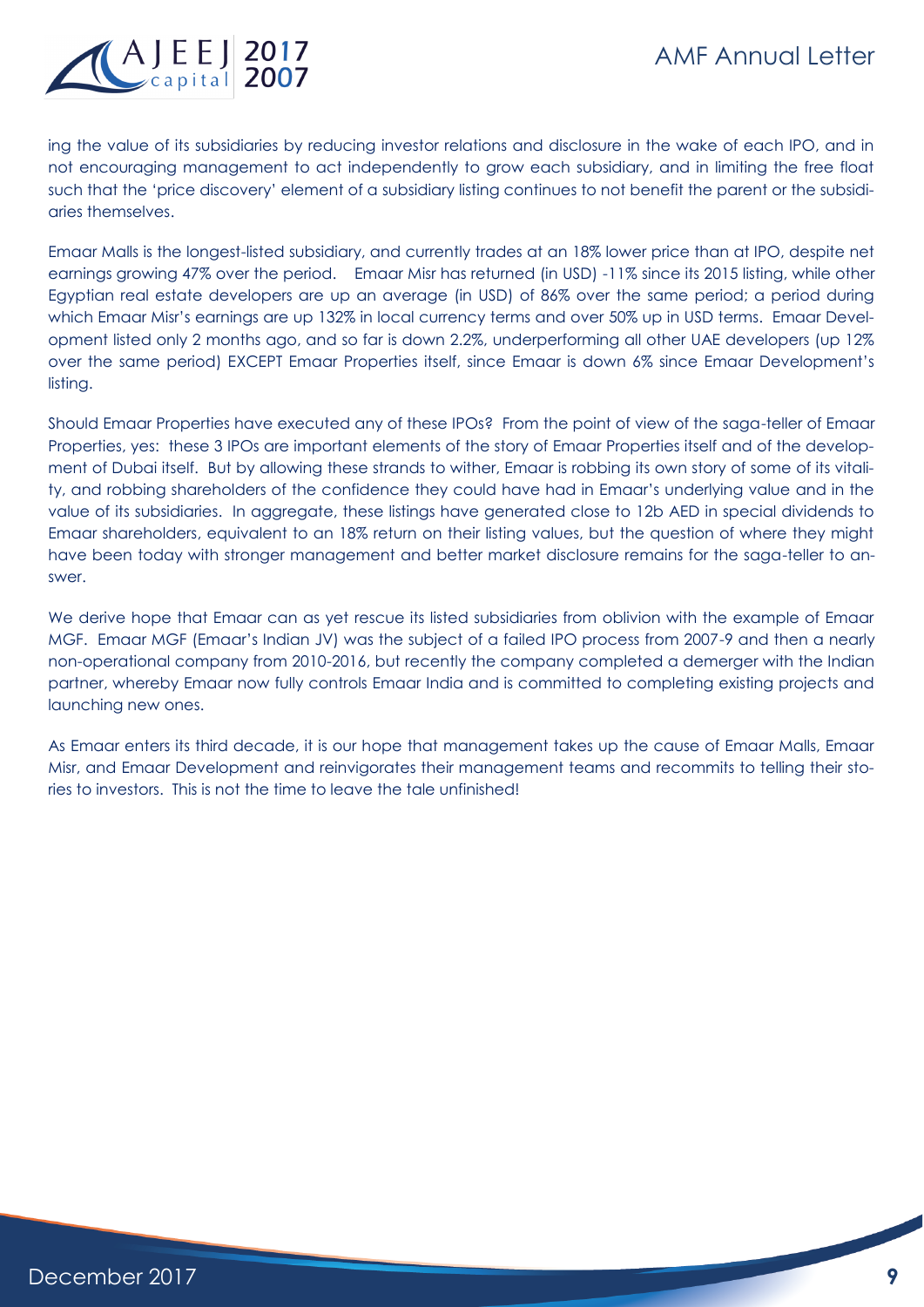ing the value of its subsidiaries by reducing investor relations and disclosure in the wake of each IPO, and in not encouraging management to act independently to grow each subsidiary, and in limiting the free float such that the 'price discovery' element of a subsidiary listing continues to not benefit the parent or the subsidiaries themselves.

Emaar Malls is the longest-listed subsidiary, and currently trades at an 18% lower price than at IPO, despite net earnings growing 47% over the period. Emaar Misr has returned (in USD) -11% since its 2015 listing, while other Egyptian real estate developers are up an average (in USD) of 86% over the same period; a period during which Emaar Misr's earnings are up 132% in local currency terms and over 50% up in USD terms. Emaar Development listed only 2 months ago, and so far is down 2.2%, underperforming all other UAE developers (up 12% over the same period) EXCEPT Emaar Properties itself, since Emaar is down 6% since Emaar Development's listing.

Should Emaar Properties have executed any of these IPOs? From the point of view of the saga-teller of Emaar Properties, yes: these 3 IPOs are important elements of the story of Emaar Properties itself and of the development of Dubai itself. But by allowing these strands to wither, Emaar is robbing its own story of some of its vitality, and robbing shareholders of the confidence they could have had in Emaar's underlying value and in the value of its subsidiaries. In aggregate, these listings have generated close to 12b AED in special dividends to Emaar shareholders, equivalent to an 18% return on their listing values, but the question of where they might have been today with stronger management and better market disclosure remains for the saga-teller to answer.

We derive hope that Emaar can as yet rescue its listed subsidiaries from oblivion with the example of Emaar MGF. Emaar MGF (Emaar's Indian JV) was the subject of a failed IPO process from 2007-9 and then a nearly non-operational company from 2010-2016, but recently the company completed a demerger with the Indian partner, whereby Emaar now fully controls Emaar India and is committed to completing existing projects and launching new ones.

As Emaar enters its third decade, it is our hope that management takes up the cause of Emaar Malls, Emaar Misr, and Emaar Development and reinvigorates their management teams and recommits to telling their stories to investors. This is not the time to leave the tale unfinished!